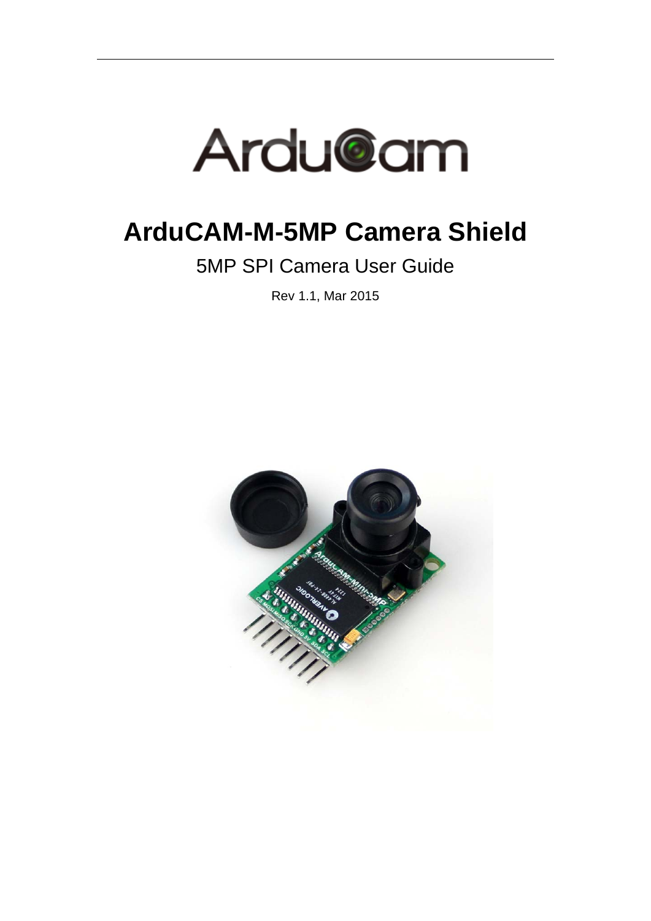# ArduCAM-M-5MP Camera Shield

## 5MP SPI Camera User Guide

Rev 1.1, Mar 2015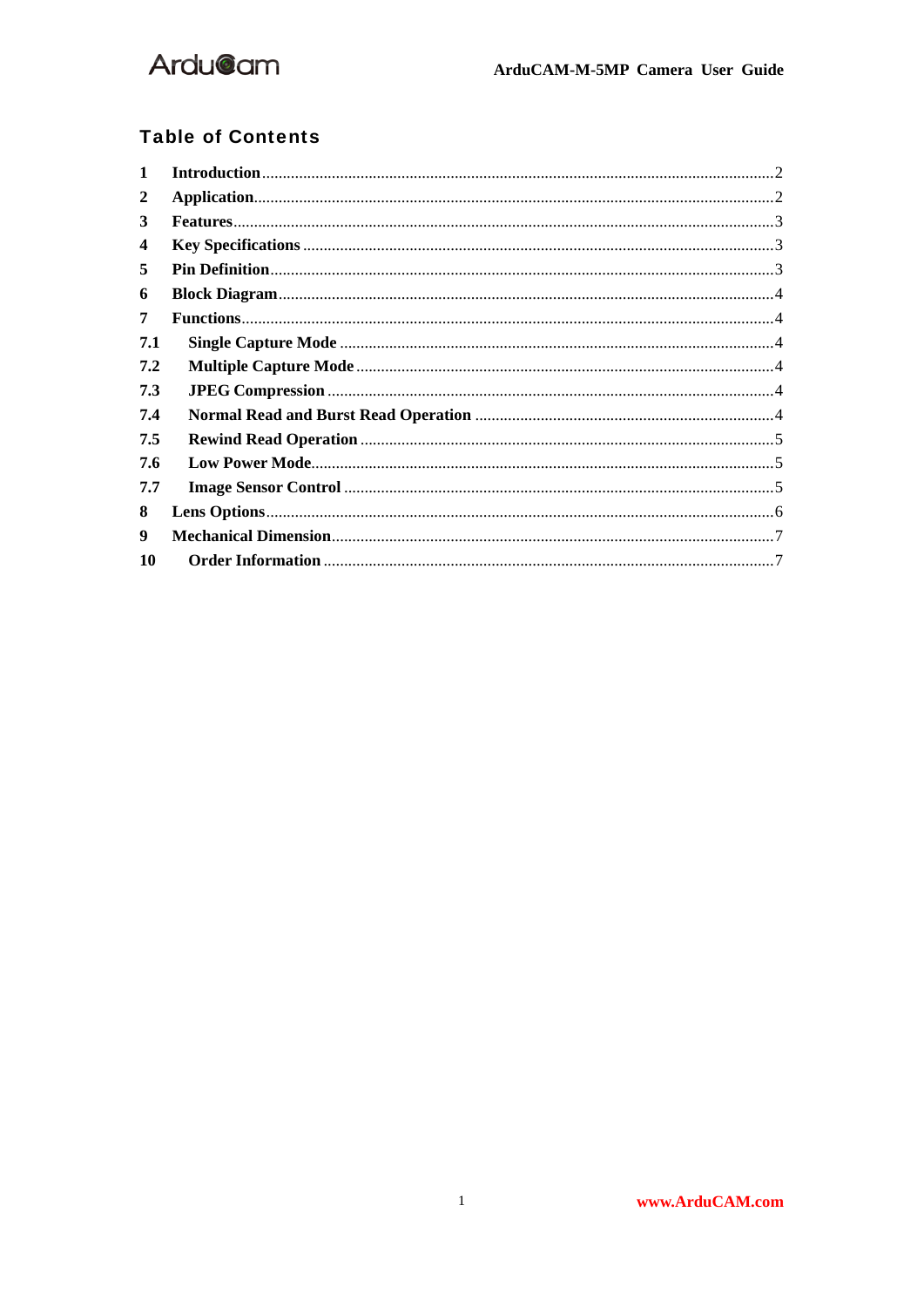## Table of Contents

| | | |
|---|---|---|
| 1 | **Introduction** | 2 |
| 2 | **Application** | 2 |
| 3 | **Features** | 3 |
| 4 | **Key Specifications** | 3 |
| 5 | **Pin Definition** | 3 |
| 6 | **Block Diagram** | 4 |
| 7 | **Functions** | 4 |
| 7.1 | **Single Capture Mode** | 4 |
| 7.2 | **Multiple Capture Mode** | 4 |
| 7.3 | **JPEG Compression** | 4 |
| 7.4 | **Normal Read and Burst Read Operation** | 4 |
| 7.5 | **Rewind Read Operation** | 5 |
| 7.6 | **Low Power Mode** | 5 |
| 7.7 | **Image Sensor Control** | 5 |
| 8 | **Lens Options** | 6 |
| 9 | **Mechanical Dimension** | 7 |
| 10 | **Order Information** | 7 |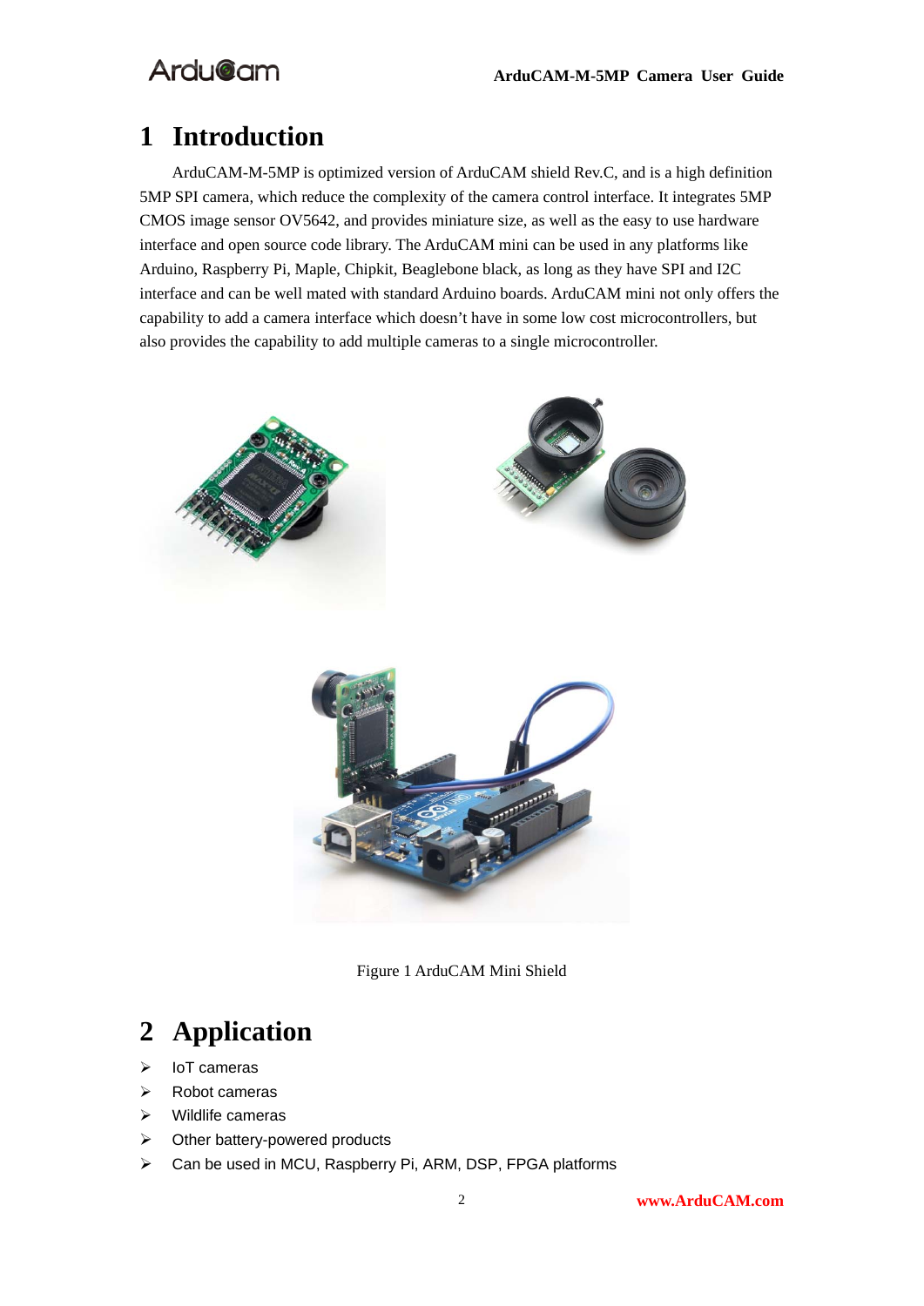# 1 Introduction

ArduCAM-M-5MP is optimized version of ArduCAM shield Rev.C, and is a high definition 5MP SPI camera, which reduce the complexity of the camera control interface. It integrates 5MP CMOS image sensor OV5642, and provides miniature size, as well as the easy to use hardware interface and open source code library. The ArduCAM mini can be used in any platforms like Arduino, Raspberry Pi, Maple, Chipkit, Beaglebone black, as long as they have SPI and I2C interface and can be well mated with standard Arduino boards. ArduCAM mini not only offers the capability to add a camera interface which doesn't have in some low cost microcontrollers, but also provides the capability to add multiple cameras to a single microcontroller.

Figure 1 ArduCAM Mini Shield

# 2 Application

- IoT cameras
- Robot cameras
- Wildlife cameras
- Other battery-powered products
- Can be used in MCU, Raspberry Pi, ARM, DSP, FPGA platforms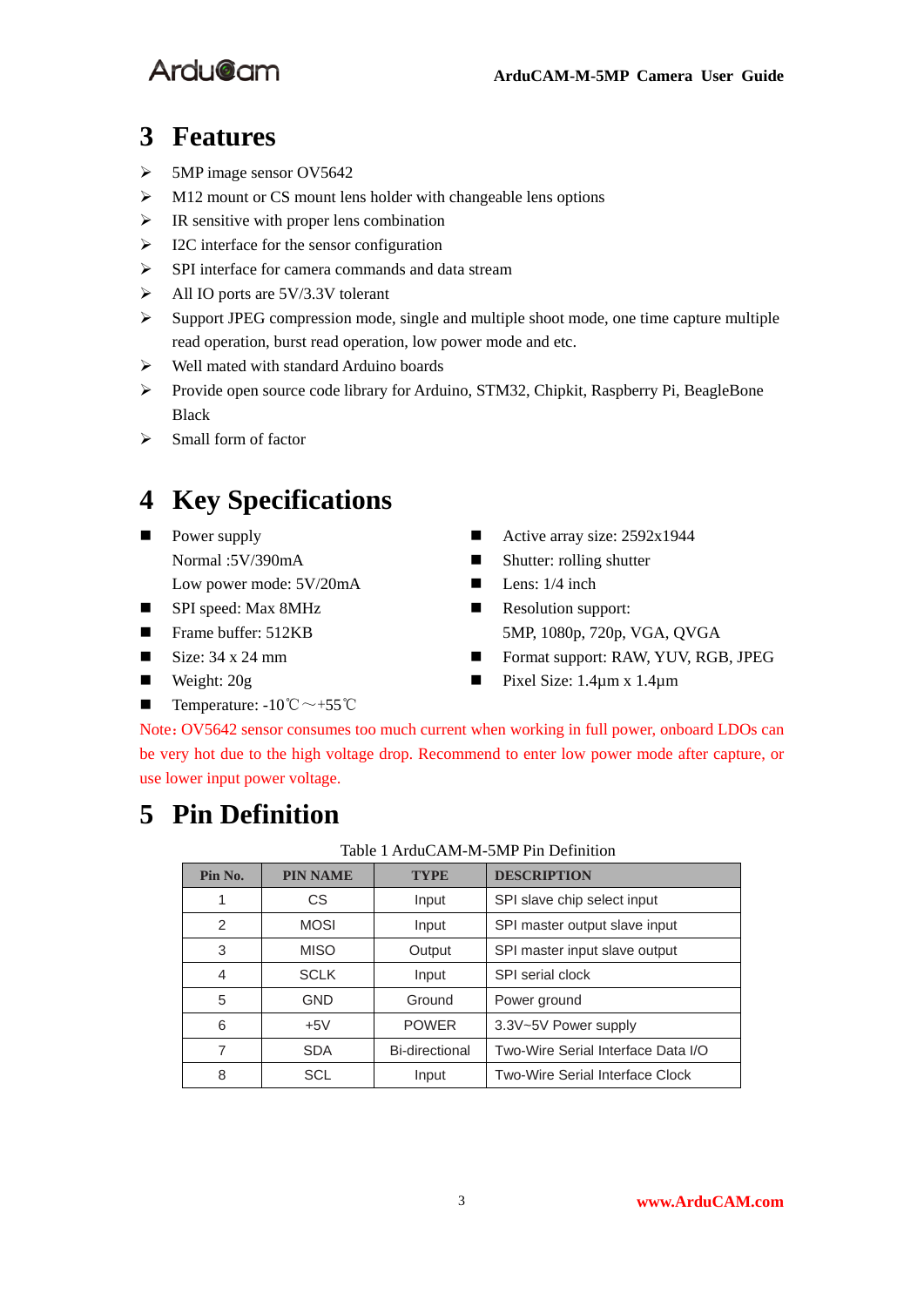# 3 Features

- 5MP image sensor OV5642
- M12 mount or CS mount lens holder with changeable lens options
- IR sensitive with proper lens combination
- I2C interface for the sensor configuration
- SPI interface for camera commands and data stream
- All IO ports are 5V/3.3V tolerant
- Support JPEG compression mode, single and multiple shoot mode, one time capture multiple read operation, burst read operation, low power mode and etc.
- Well mated with standard Arduino boards
- Provide open source code library for Arduino, STM32, Chipkit, Raspberry Pi, BeagleBone Black
- Small form of factor

# 4 Key Specifications

- Power supply
  Normal :5V/390mA
  Low power mode: 5V/20mA
- SPI speed: Max 8MHz
- Frame buffer: 512KB
- Size: 34 x 24 mm
- Weight: 20g
- Temperature: -10℃～+55℃
- Active array size: 2592x1944
- Shutter: rolling shutter
- Lens: 1/4 inch
- Resolution support:
  5MP, 1080p, 720p, VGA, QVGA
- Format support: RAW, YUV, RGB, JPEG
- Pixel Size: 1.4µm x 1.4µm

Note：OV5642 sensor consumes too much current when working in full power, onboard LDOs can be very hot due to the high voltage drop. Recommend to enter low power mode after capture, or use lower input power voltage.

# 5 Pin Definition

Table 1 ArduCAM-M-5MP Pin Definition

| Pin No. | PIN NAME | TYPE | DESCRIPTION |
|---|---|---|---|
| 1 | CS | Input | SPI slave chip select input |
| 2 | MOSI | Input | SPI master output slave input |
| 3 | MISO | Output | SPI master input slave output |
| 4 | SCLK | Input | SPI serial clock |
| 5 | GND | Ground | Power ground |
| 6 | +5V | POWER | 3.3V~5V Power supply |
| 7 | SDA | Bi-directional | Two-Wire Serial Interface Data I/O |
| 8 | SCL | Input | Two-Wire Serial Interface Clock |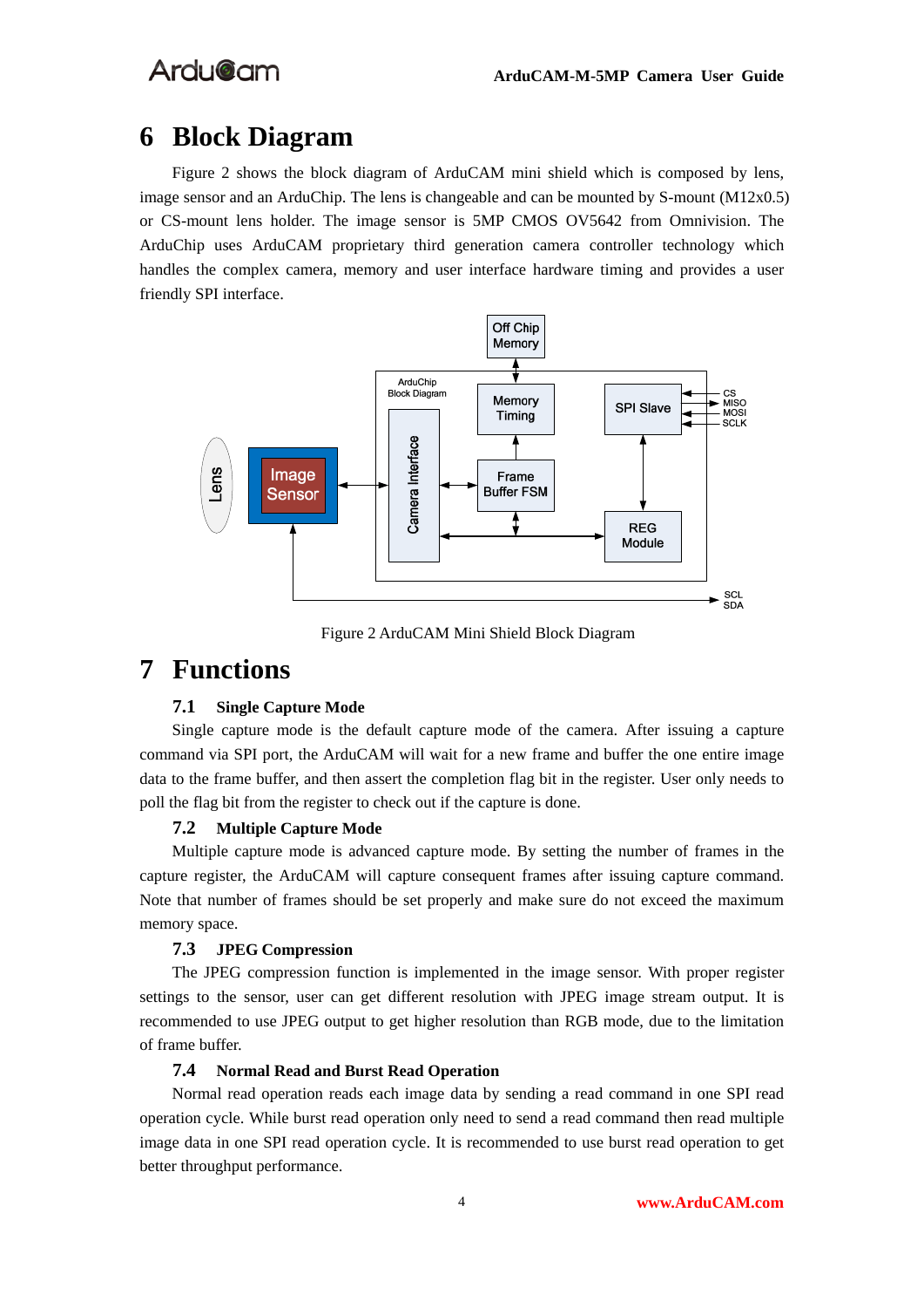# 6 Block Diagram

Figure 2 shows the block diagram of ArduCAM mini shield which is composed by lens, image sensor and an ArduChip. The lens is changeable and can be mounted by S-mount (M12x0.5) or CS-mount lens holder. The image sensor is 5MP CMOS OV5642 from Omnivision. The ArduChip uses ArduCAM proprietary third generation camera controller technology which handles the complex camera, memory and user interface hardware timing and provides a user friendly SPI interface.

Figure 2 ArduCAM Mini Shield Block Diagram

# 7 Functions

## 7.1 Single Capture Mode

Single capture mode is the default capture mode of the camera. After issuing a capture command via SPI port, the ArduCAM will wait for a new frame and buffer the one entire image data to the frame buffer, and then assert the completion flag bit in the register. User only needs to poll the flag bit from the register to check out if the capture is done.

## 7.2 Multiple Capture Mode

Multiple capture mode is advanced capture mode. By setting the number of frames in the capture register, the ArduCAM will capture consequent frames after issuing capture command. Note that number of frames should be set properly and make sure do not exceed the maximum memory space.

## 7.3 JPEG Compression

The JPEG compression function is implemented in the image sensor. With proper register settings to the sensor, user can get different resolution with JPEG image stream output. It is recommended to use JPEG output to get higher resolution than RGB mode, due to the limitation of frame buffer.

## 7.4 Normal Read and Burst Read Operation

Normal read operation reads each image data by sending a read command in one SPI read operation cycle. While burst read operation only need to send a read command then read multiple image data in one SPI read operation cycle. It is recommended to use burst read operation to get better throughput performance.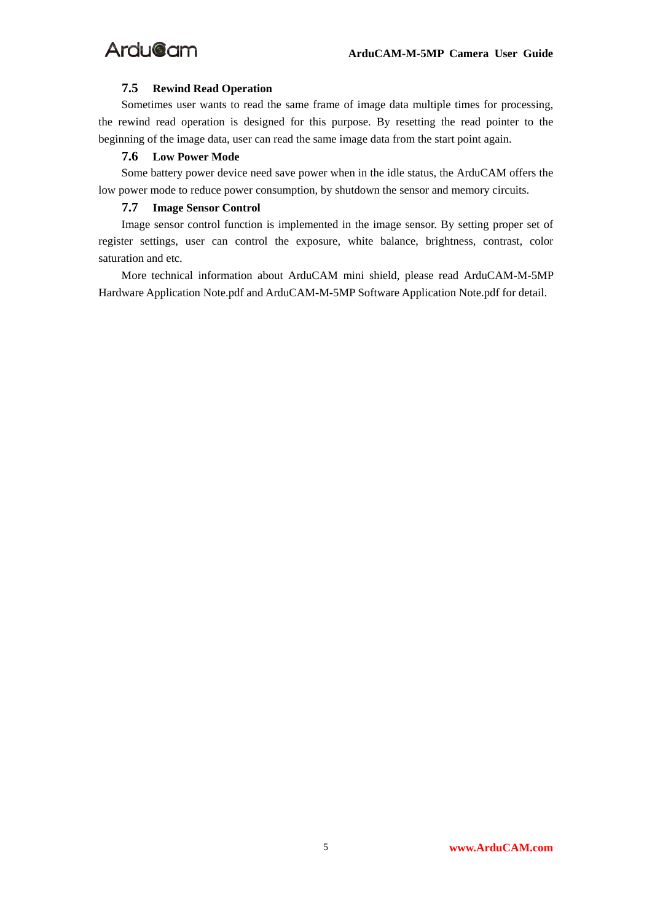### 7.5 Rewind Read Operation

Sometimes user wants to read the same frame of image data multiple times for processing, the rewind read operation is designed for this purpose. By resetting the read pointer to the beginning of the image data, user can read the same image data from the start point again.

### 7.6 Low Power Mode

Some battery power device need save power when in the idle status, the ArduCAM offers the low power mode to reduce power consumption, by shutdown the sensor and memory circuits.

### 7.7 Image Sensor Control

Image sensor control function is implemented in the image sensor. By setting proper set of register settings, user can control the exposure, white balance, brightness, contrast, color saturation and etc.

More technical information about ArduCAM mini shield, please read ArduCAM-M-5MP Hardware Application Note.pdf and ArduCAM-M-5MP Software Application Note.pdf for detail.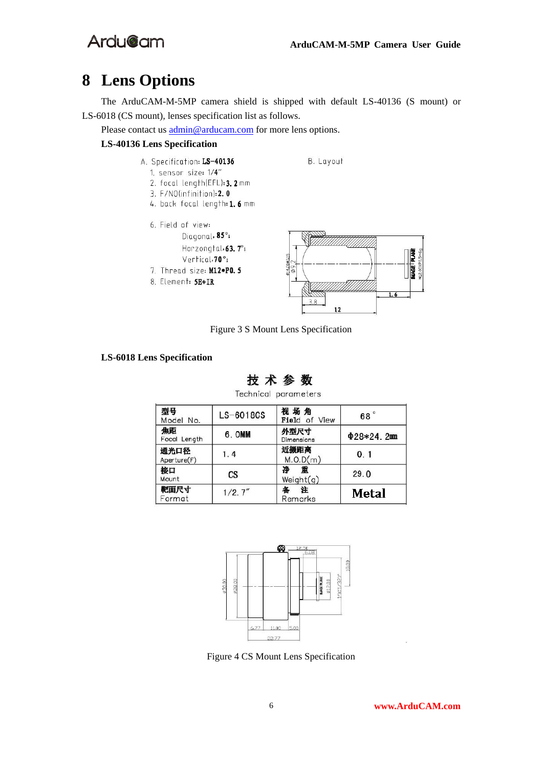# 8 Lens Options

The ArduCAM-M-5MP camera shield is shipped with default LS-40136 (S mount) or LS-6018 (CS mount), lenses specification list as follows.

Please contact us admin@arducam.com for more lens options.

**LS-40136 Lens Specification**

A. Specification: **LS-40136**

1. sensor size: 1/4"
2. focal length(EFL): **3.2** mm
3. F/NO(infinition): **2.0**
4. back focal length: **1.6** mm

6. Field of view:
   - Diagonal: **85°**;
   - Horzongtal: **63.7°**;
   - Vertical: **70°**;
7. Thread size: **M12\*P0.5**
8. Element: **5E+IR**

B. Layout

Figure 3 S Mount Lens Specification

**LS-6018 Lens Specification**

技术参数

Technical parameters

| 型号 Model No. | LS-6018CS | 视场角 Field of View | 68° |
|---|---|---|---|
| 焦距 Focal Length | 6.0MM | 外型尺寸 Dimensions | Φ28*24.2mm |
| 通光口径 Aperture(F) | 1.4 | 近摄距离 M.O.D(m) | 0.1 |
| 接口 Mount | CS | 净重 Weight(g) | 29.0 |
| 靶面尺寸 Format | 1/2.7" | 备注 Remarks | **Metal** |

Figure 4 CS Mount Lens Specification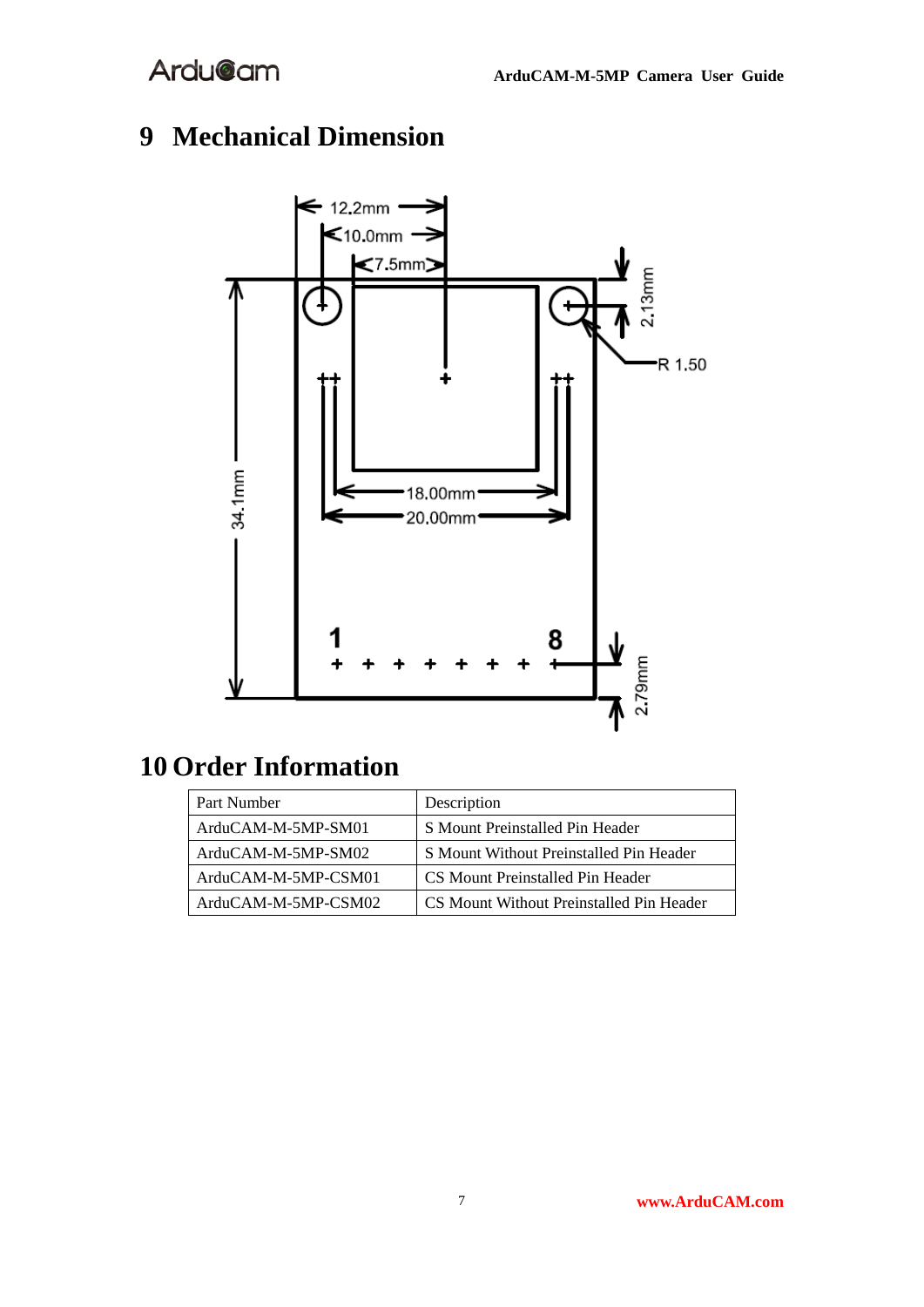# 9 Mechanical Dimension

12.2mm
10.0mm
7.5mm
2.13mm
R 1.50
34.1mm
18.00mm
20.00mm
1
8
2.79mm

# 10 Order Information

| Part Number | Description |
|---|---|
| ArduCAM-M-5MP-SM01 | S Mount Preinstalled Pin Header |
| ArduCAM-M-5MP-SM02 | S Mount Without Preinstalled Pin Header |
| ArduCAM-M-5MP-CSM01 | CS Mount Preinstalled Pin Header |
| ArduCAM-M-5MP-CSM02 | CS Mount Without Preinstalled Pin Header |